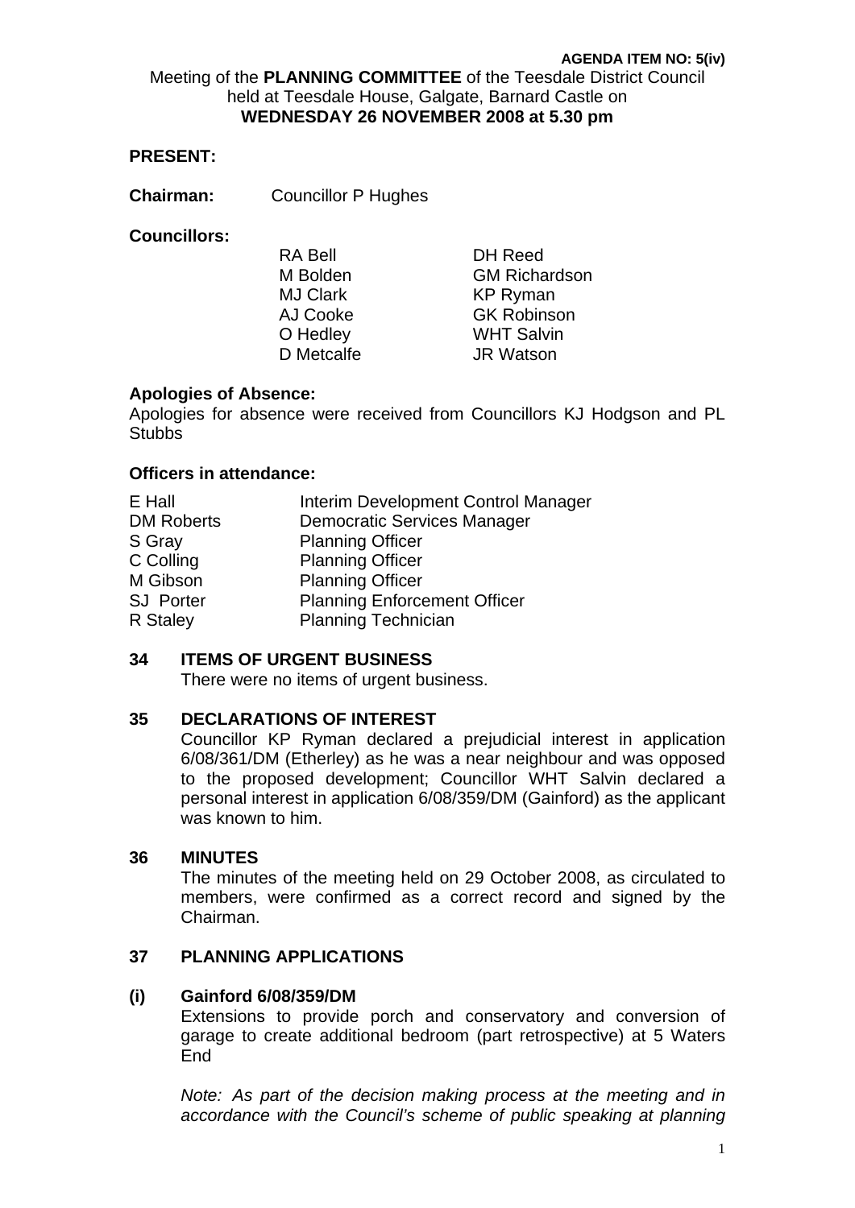**AGENDA ITEM NO: 5(iv)**

Meeting of the **PLANNING COMMITTEE** of the Teesdale District Council held at Teesdale House, Galgate, Barnard Castle on **WEDNESDAY 26 NOVEMBER 2008 at 5.30 pm**

**PRESENT:**

**Chairman:** Councillor P Hughes

**Councillors:**

| | |
|---|---|
| RA Bell | DH Reed |
| M Bolden | GM Richardson |
| MJ Clark | KP Ryman |
| AJ Cooke | GK Robinson |
| O Hedley | WHT Salvin |
| D Metcalfe | JR Watson |

**Apologies of Absence:**

Apologies for absence were received from Councillors KJ Hodgson and PL Stubbs

**Officers in attendance:**

| | |
|---|---|
| E Hall | Interim Development Control Manager |
| DM Roberts | Democratic Services Manager |
| S Gray | Planning Officer |
| C Colling | Planning Officer |
| M Gibson | Planning Officer |
| SJ Porter | Planning Enforcement Officer |
| R Staley | Planning Technician |

## 34 ITEMS OF URGENT BUSINESS

There were no items of urgent business.

## 35 DECLARATIONS OF INTEREST

Councillor KP Ryman declared a prejudicial interest in application 6/08/361/DM (Etherley) as he was a near neighbour and was opposed to the proposed development; Councillor WHT Salvin declared a personal interest in application 6/08/359/DM (Gainford) as the applicant was known to him.

## 36 MINUTES

The minutes of the meeting held on 29 October 2008, as circulated to members, were confirmed as a correct record and signed by the Chairman.

## 37 PLANNING APPLICATIONS

### (i) Gainford 6/08/359/DM

Extensions to provide porch and conservatory and conversion of garage to create additional bedroom (part retrospective) at 5 Waters End

*Note: As part of the decision making process at the meeting and in accordance with the Council's scheme of public speaking at planning*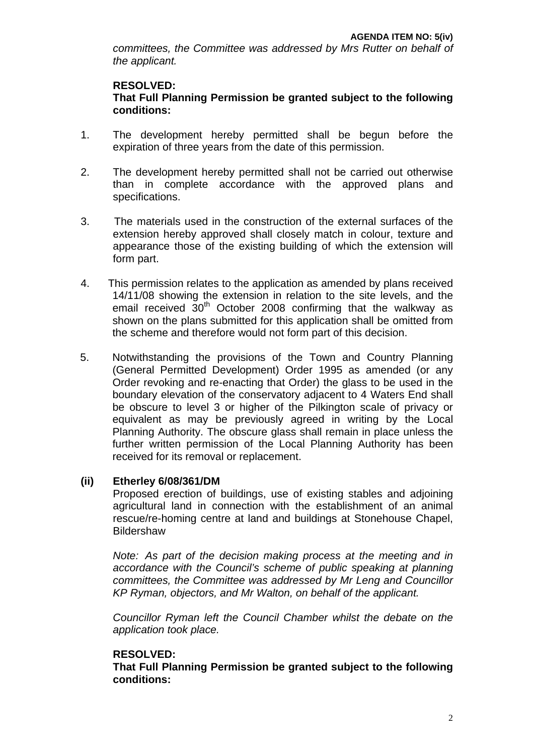*committees, the Committee was addressed by Mrs Rutter on behalf of the applicant.*

**RESOLVED:**
**That Full Planning Permission be granted subject to the following conditions:**

1. The development hereby permitted shall be begun before the expiration of three years from the date of this permission.

2. The development hereby permitted shall not be carried out otherwise than in complete accordance with the approved plans and specifications.

3. The materials used in the construction of the external surfaces of the extension hereby approved shall closely match in colour, texture and appearance those of the existing building of which the extension will form part.

4. This permission relates to the application as amended by plans received 14/11/08 showing the extension in relation to the site levels, and the email received 30th October 2008 confirming that the walkway as shown on the plans submitted for this application shall be omitted from the scheme and therefore would not form part of this decision.

5. Notwithstanding the provisions of the Town and Country Planning (General Permitted Development) Order 1995 as amended (or any Order revoking and re-enacting that Order) the glass to be used in the boundary elevation of the conservatory adjacent to 4 Waters End shall be obscure to level 3 or higher of the Pilkington scale of privacy or equivalent as may be previously agreed in writing by the Local Planning Authority. The obscure glass shall remain in place unless the further written permission of the Local Planning Authority has been received for its removal or replacement.

**(ii) Etherley 6/08/361/DM**

Proposed erection of buildings, use of existing stables and adjoining agricultural land in connection with the establishment of an animal rescue/re-homing centre at land and buildings at Stonehouse Chapel, Bildershaw

*Note: As part of the decision making process at the meeting and in accordance with the Council's scheme of public speaking at planning committees, the Committee was addressed by Mr Leng and Councillor KP Ryman, objectors, and Mr Walton, on behalf of the applicant.*

*Councillor Ryman left the Council Chamber whilst the debate on the application took place.*

**RESOLVED:**
**That Full Planning Permission be granted subject to the following conditions:**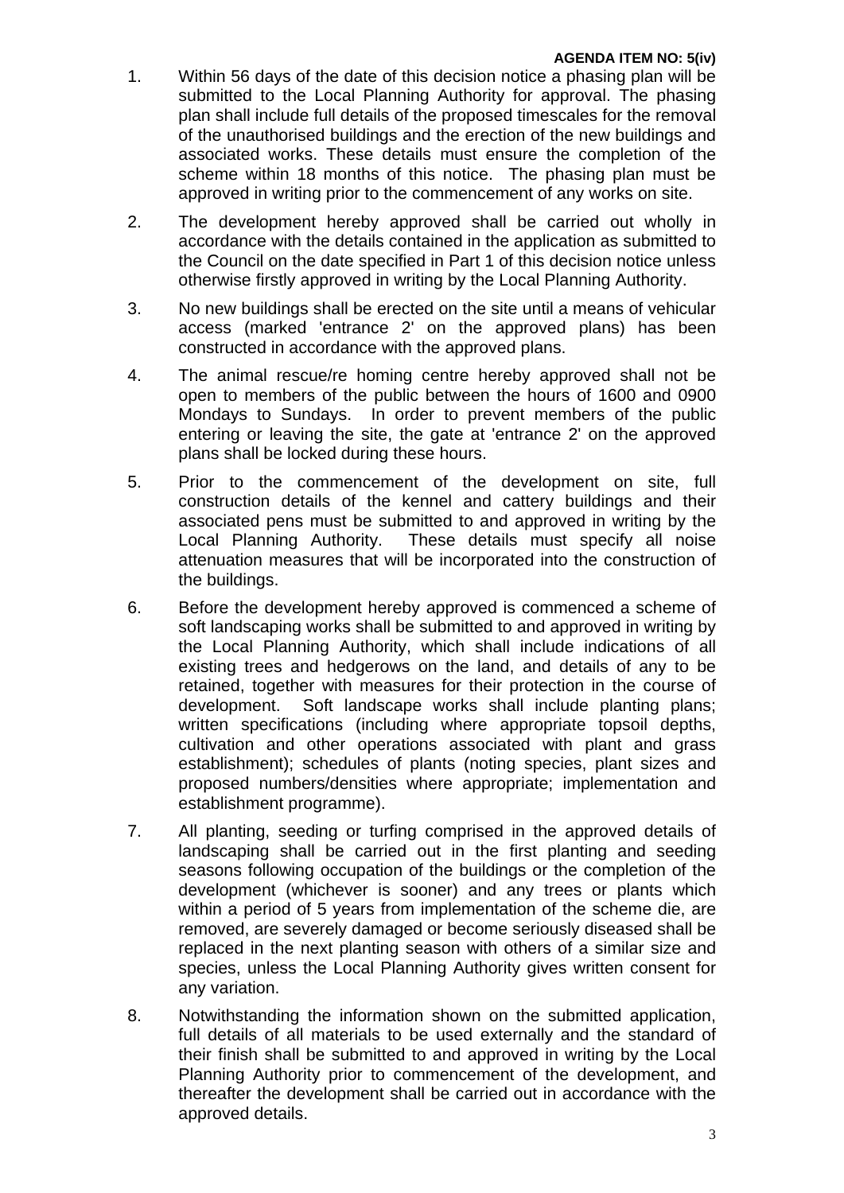1. Within 56 days of the date of this decision notice a phasing plan will be submitted to the Local Planning Authority for approval. The phasing plan shall include full details of the proposed timescales for the removal of the unauthorised buildings and the erection of the new buildings and associated works. These details must ensure the completion of the scheme within 18 months of this notice. The phasing plan must be approved in writing prior to the commencement of any works on site.

2. The development hereby approved shall be carried out wholly in accordance with the details contained in the application as submitted to the Council on the date specified in Part 1 of this decision notice unless otherwise firstly approved in writing by the Local Planning Authority.

3. No new buildings shall be erected on the site until a means of vehicular access (marked 'entrance 2' on the approved plans) has been constructed in accordance with the approved plans.

4. The animal rescue/re homing centre hereby approved shall not be open to members of the public between the hours of 1600 and 0900 Mondays to Sundays. In order to prevent members of the public entering or leaving the site, the gate at 'entrance 2' on the approved plans shall be locked during these hours.

5. Prior to the commencement of the development on site, full construction details of the kennel and cattery buildings and their associated pens must be submitted to and approved in writing by the Local Planning Authority. These details must specify all noise attenuation measures that will be incorporated into the construction of the buildings.

6. Before the development hereby approved is commenced a scheme of soft landscaping works shall be submitted to and approved in writing by the Local Planning Authority, which shall include indications of all existing trees and hedgerows on the land, and details of any to be retained, together with measures for their protection in the course of development. Soft landscape works shall include planting plans; written specifications (including where appropriate topsoil depths, cultivation and other operations associated with plant and grass establishment); schedules of plants (noting species, plant sizes and proposed numbers/densities where appropriate; implementation and establishment programme).

7. All planting, seeding or turfing comprised in the approved details of landscaping shall be carried out in the first planting and seeding seasons following occupation of the buildings or the completion of the development (whichever is sooner) and any trees or plants which within a period of 5 years from implementation of the scheme die, are removed, are severely damaged or become seriously diseased shall be replaced in the next planting season with others of a similar size and species, unless the Local Planning Authority gives written consent for any variation.

8. Notwithstanding the information shown on the submitted application, full details of all materials to be used externally and the standard of their finish shall be submitted to and approved in writing by the Local Planning Authority prior to commencement of the development, and thereafter the development shall be carried out in accordance with the approved details.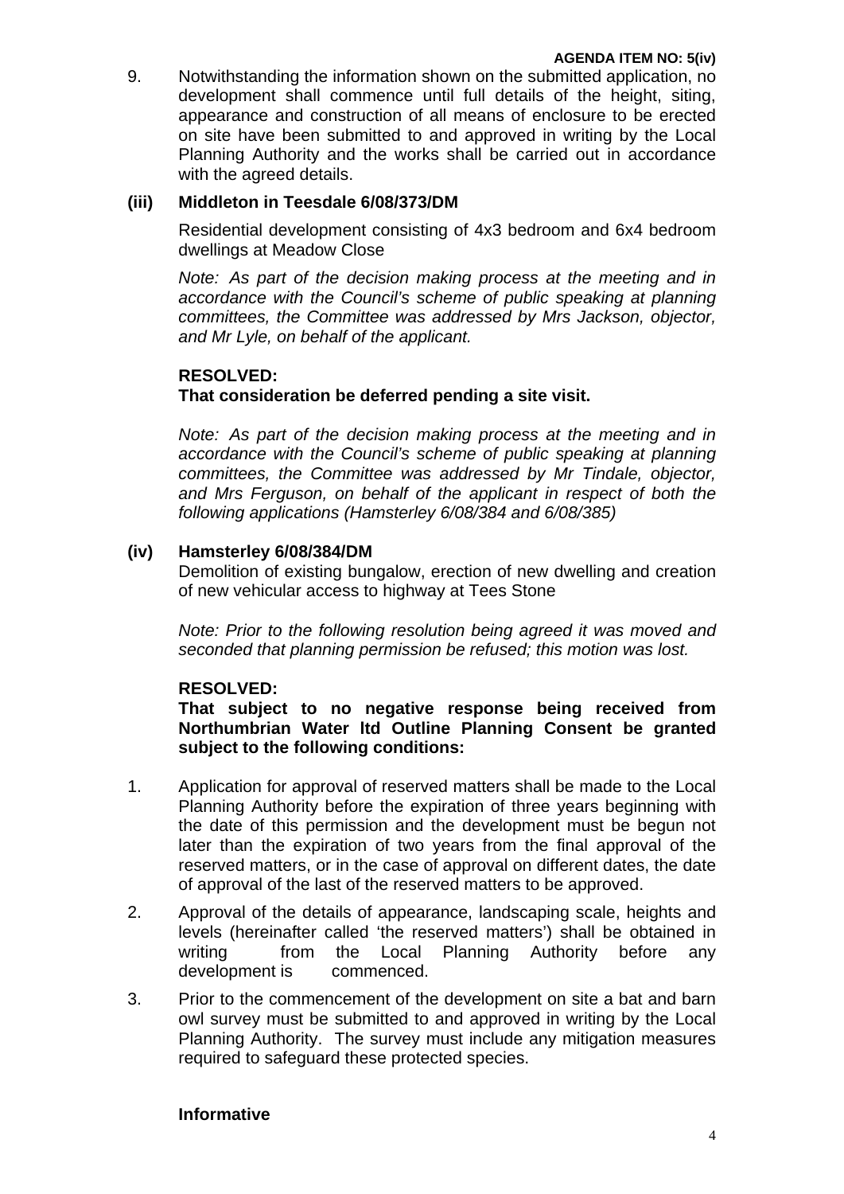9. Notwithstanding the information shown on the submitted application, no development shall commence until full details of the height, siting, appearance and construction of all means of enclosure to be erected on site have been submitted to and approved in writing by the Local Planning Authority and the works shall be carried out in accordance with the agreed details.

### (iii) Middleton in Teesdale 6/08/373/DM

Residential development consisting of 4x3 bedroom and 6x4 bedroom dwellings at Meadow Close

*Note: As part of the decision making process at the meeting and in accordance with the Council's scheme of public speaking at planning committees, the Committee was addressed by Mrs Jackson, objector, and Mr Lyle, on behalf of the applicant.*

**RESOLVED:**
**That consideration be deferred pending a site visit.**

*Note: As part of the decision making process at the meeting and in accordance with the Council's scheme of public speaking at planning committees, the Committee was addressed by Mr Tindale, objector, and Mrs Ferguson, on behalf of the applicant in respect of both the following applications (Hamsterley 6/08/384 and 6/08/385)*

### (iv) Hamsterley 6/08/384/DM

Demolition of existing bungalow, erection of new dwelling and creation of new vehicular access to highway at Tees Stone

*Note: Prior to the following resolution being agreed it was moved and seconded that planning permission be refused; this motion was lost.*

**RESOLVED:**
**That subject to no negative response being received from Northumbrian Water ltd Outline Planning Consent be granted subject to the following conditions:**

1. Application for approval of reserved matters shall be made to the Local Planning Authority before the expiration of three years beginning with the date of this permission and the development must be begun not later than the expiration of two years from the final approval of the reserved matters, or in the case of approval on different dates, the date of approval of the last of the reserved matters to be approved.

2. Approval of the details of appearance, landscaping scale, heights and levels (hereinafter called 'the reserved matters') shall be obtained in writing from the Local Planning Authority before any development is commenced.

3. Prior to the commencement of the development on site a bat and barn owl survey must be submitted to and approved in writing by the Local Planning Authority. The survey must include any mitigation measures required to safeguard these protected species.

**Informative**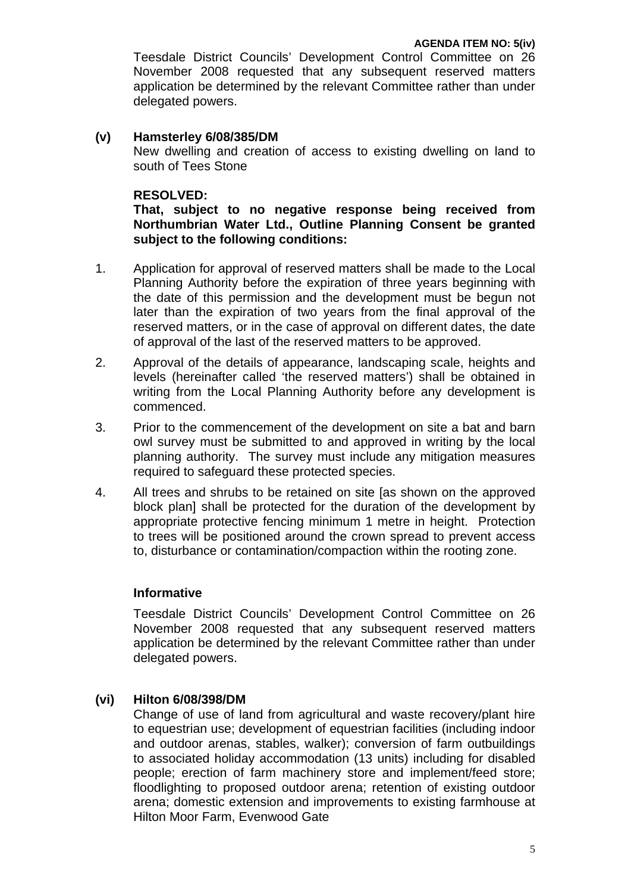Teesdale District Councils' Development Control Committee on 26 November 2008 requested that any subsequent reserved matters application be determined by the relevant Committee rather than under delegated powers.

**(v) Hamsterley 6/08/385/DM**

New dwelling and creation of access to existing dwelling on land to south of Tees Stone

**RESOLVED:**

**That, subject to no negative response being received from Northumbrian Water Ltd., Outline Planning Consent be granted subject to the following conditions:**

1. Application for approval of reserved matters shall be made to the Local Planning Authority before the expiration of three years beginning with the date of this permission and the development must be begun not later than the expiration of two years from the final approval of the reserved matters, or in the case of approval on different dates, the date of approval of the last of the reserved matters to be approved.
2. Approval of the details of appearance, landscaping scale, heights and levels (hereinafter called 'the reserved matters') shall be obtained in writing from the Local Planning Authority before any development is commenced.
3. Prior to the commencement of the development on site a bat and barn owl survey must be submitted to and approved in writing by the local planning authority. The survey must include any mitigation measures required to safeguard these protected species.
4. All trees and shrubs to be retained on site [as shown on the approved block plan] shall be protected for the duration of the development by appropriate protective fencing minimum 1 metre in height. Protection to trees will be positioned around the crown spread to prevent access to, disturbance or contamination/compaction within the rooting zone.

**Informative**

Teesdale District Councils' Development Control Committee on 26 November 2008 requested that any subsequent reserved matters application be determined by the relevant Committee rather than under delegated powers.

**(vi) Hilton 6/08/398/DM**

Change of use of land from agricultural and waste recovery/plant hire to equestrian use; development of equestrian facilities (including indoor and outdoor arenas, stables, walker); conversion of farm outbuildings to associated holiday accommodation (13 units) including for disabled people; erection of farm machinery store and implement/feed store; floodlighting to proposed outdoor arena; retention of existing outdoor arena; domestic extension and improvements to existing farmhouse at Hilton Moor Farm, Evenwood Gate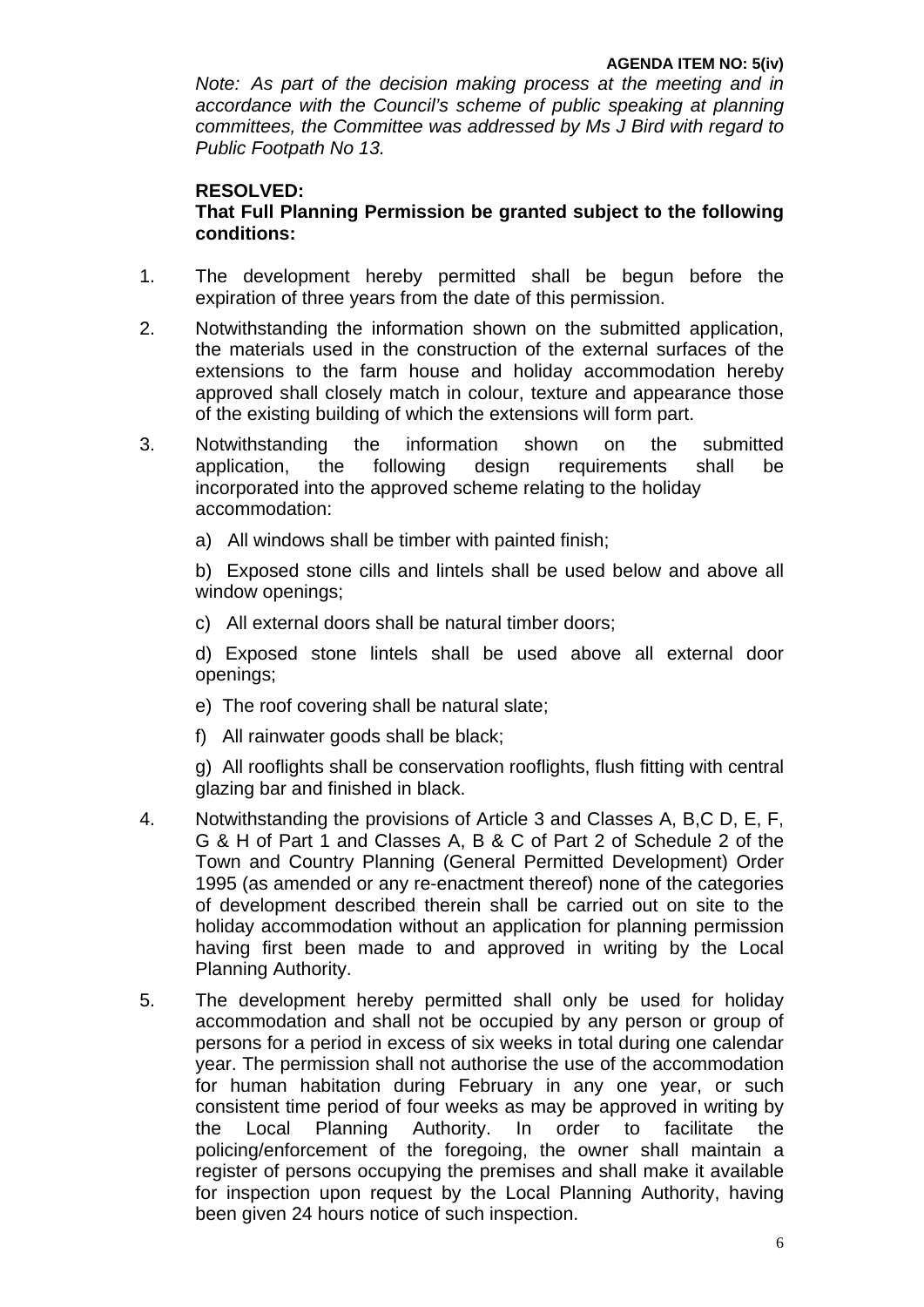*Note: As part of the decision making process at the meeting and in accordance with the Council's scheme of public speaking at planning committees, the Committee was addressed by Ms J Bird with regard to Public Footpath No 13.*

**RESOLVED:**
**That Full Planning Permission be granted subject to the following conditions:**

1. The development hereby permitted shall be begun before the expiration of three years from the date of this permission.

2. Notwithstanding the information shown on the submitted application, the materials used in the construction of the external surfaces of the extensions to the farm house and holiday accommodation hereby approved shall closely match in colour, texture and appearance those of the existing building of which the extensions will form part.

3. Notwithstanding the information shown on the submitted application, the following design requirements shall be incorporated into the approved scheme relating to the holiday accommodation:

   a) All windows shall be timber with painted finish;

   b) Exposed stone cills and lintels shall be used below and above all window openings;

   c) All external doors shall be natural timber doors;

   d) Exposed stone lintels shall be used above all external door openings;

   e) The roof covering shall be natural slate;

   f) All rainwater goods shall be black;

   g) All rooflights shall be conservation rooflights, flush fitting with central glazing bar and finished in black.

4. Notwithstanding the provisions of Article 3 and Classes A, B,C D, E, F, G & H of Part 1 and Classes A, B & C of Part 2 of Schedule 2 of the Town and Country Planning (General Permitted Development) Order 1995 (as amended or any re-enactment thereof) none of the categories of development described therein shall be carried out on site to the holiday accommodation without an application for planning permission having first been made to and approved in writing by the Local Planning Authority.

5. The development hereby permitted shall only be used for holiday accommodation and shall not be occupied by any person or group of persons for a period in excess of six weeks in total during one calendar year. The permission shall not authorise the use of the accommodation for human habitation during February in any one year, or such consistent time period of four weeks as may be approved in writing by the Local Planning Authority. In order to facilitate the policing/enforcement of the foregoing, the owner shall maintain a register of persons occupying the premises and shall make it available for inspection upon request by the Local Planning Authority, having been given 24 hours notice of such inspection.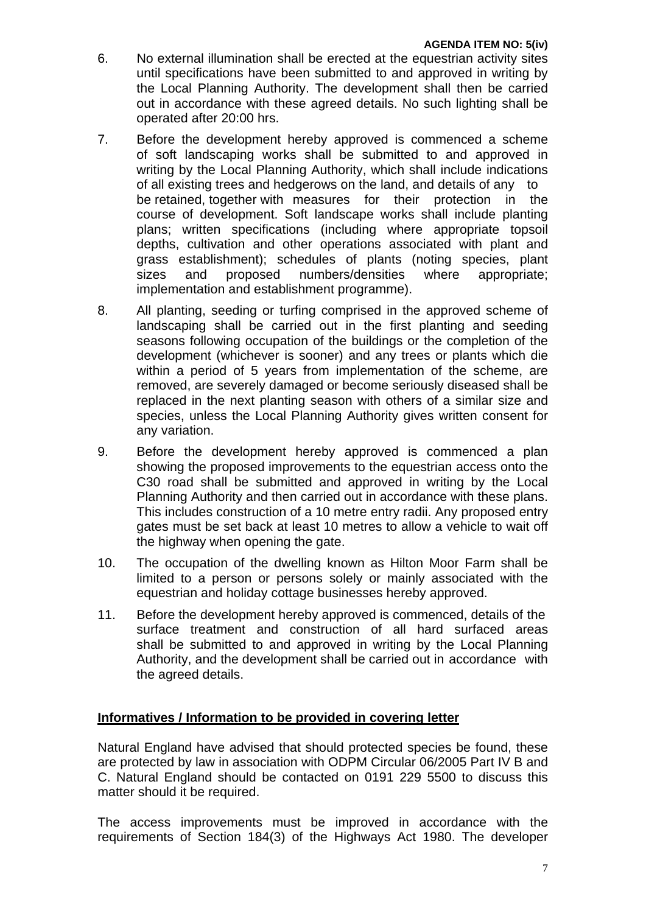6. No external illumination shall be erected at the equestrian activity sites until specifications have been submitted to and approved in writing by the Local Planning Authority. The development shall then be carried out in accordance with these agreed details. No such lighting shall be operated after 20:00 hrs.

7. Before the development hereby approved is commenced a scheme of soft landscaping works shall be submitted to and approved in writing by the Local Planning Authority, which shall include indications of all existing trees and hedgerows on the land, and details of any to be retained, together with measures for their protection in the course of development. Soft landscape works shall include planting plans; written specifications (including where appropriate topsoil depths, cultivation and other operations associated with plant and grass establishment); schedules of plants (noting species, plant sizes and proposed numbers/densities where appropriate; implementation and establishment programme).

8. All planting, seeding or turfing comprised in the approved scheme of landscaping shall be carried out in the first planting and seeding seasons following occupation of the buildings or the completion of the development (whichever is sooner) and any trees or plants which die within a period of 5 years from implementation of the scheme, are removed, are severely damaged or become seriously diseased shall be replaced in the next planting season with others of a similar size and species, unless the Local Planning Authority gives written consent for any variation.

9. Before the development hereby approved is commenced a plan showing the proposed improvements to the equestrian access onto the C30 road shall be submitted and approved in writing by the Local Planning Authority and then carried out in accordance with these plans. This includes construction of a 10 metre entry radii. Any proposed entry gates must be set back at least 10 metres to allow a vehicle to wait off the highway when opening the gate.

10. The occupation of the dwelling known as Hilton Moor Farm shall be limited to a person or persons solely or mainly associated with the equestrian and holiday cottage businesses hereby approved.

11. Before the development hereby approved is commenced, details of the surface treatment and construction of all hard surfaced areas shall be submitted to and approved in writing by the Local Planning Authority, and the development shall be carried out in accordance with the agreed details.

**Informatives / Information to be provided in covering letter**

Natural England have advised that should protected species be found, these are protected by law in association with ODPM Circular 06/2005 Part IV B and C. Natural England should be contacted on 0191 229 5500 to discuss this matter should it be required.

The access improvements must be improved in accordance with the requirements of Section 184(3) of the Highways Act 1980. The developer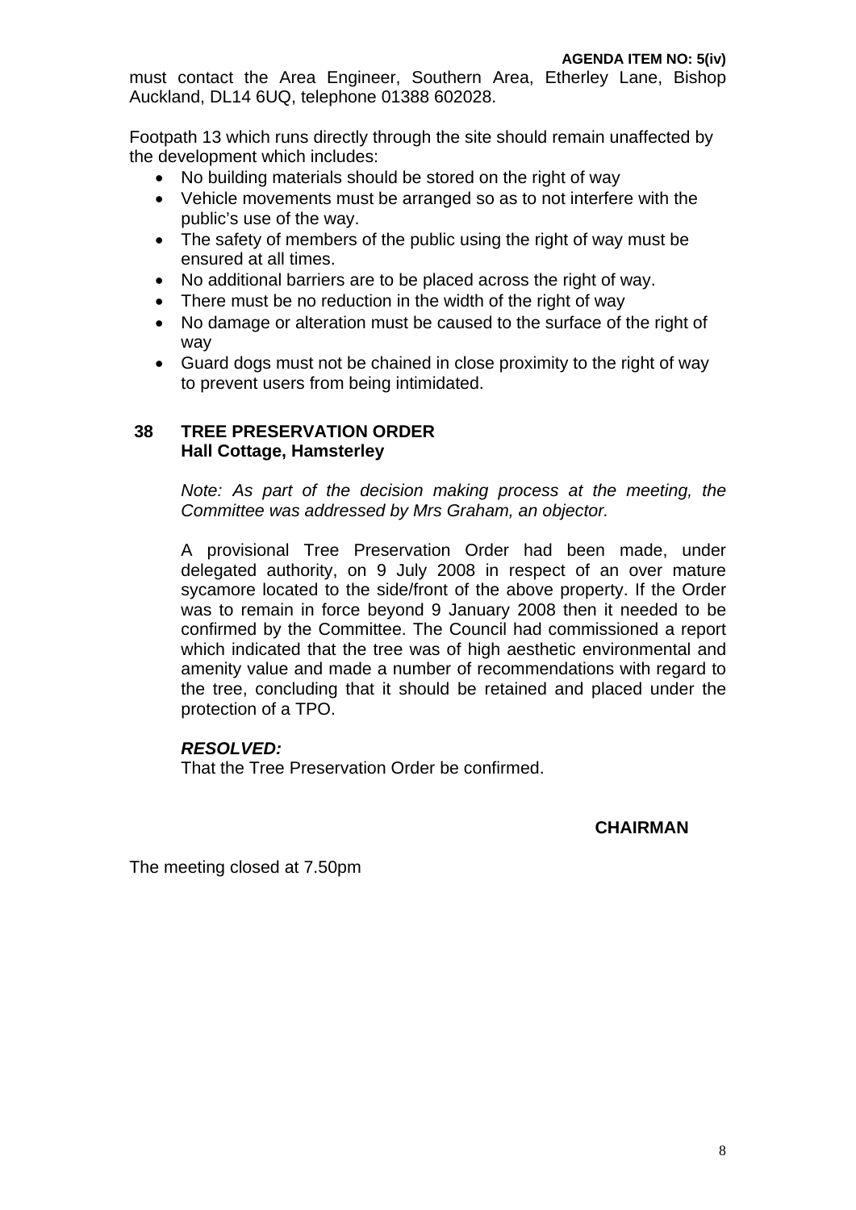must contact the Area Engineer, Southern Area, Etherley Lane, Bishop Auckland, DL14 6UQ, telephone 01388 602028.

Footpath 13 which runs directly through the site should remain unaffected by the development which includes:

- No building materials should be stored on the right of way
- Vehicle movements must be arranged so as to not interfere with the public's use of the way.
- The safety of members of the public using the right of way must be ensured at all times.
- No additional barriers are to be placed across the right of way.
- There must be no reduction in the width of the right of way
- No damage or alteration must be caused to the surface of the right of way
- Guard dogs must not be chained in close proximity to the right of way to prevent users from being intimidated.

## 38 TREE PRESERVATION ORDER
## Hall Cottage, Hamsterley

*Note: As part of the decision making process at the meeting, the Committee was addressed by Mrs Graham, an objector.*

A provisional Tree Preservation Order had been made, under delegated authority, on 9 July 2008 in respect of an over mature sycamore located to the side/front of the above property. If the Order was to remain in force beyond 9 January 2008 then it needed to be confirmed by the Committee. The Council had commissioned a report which indicated that the tree was of high aesthetic environmental and amenity value and made a number of recommendations with regard to the tree, concluding that it should be retained and placed under the protection of a TPO.

***RESOLVED:***
That the Tree Preservation Order be confirmed.

**CHAIRMAN**

The meeting closed at 7.50pm